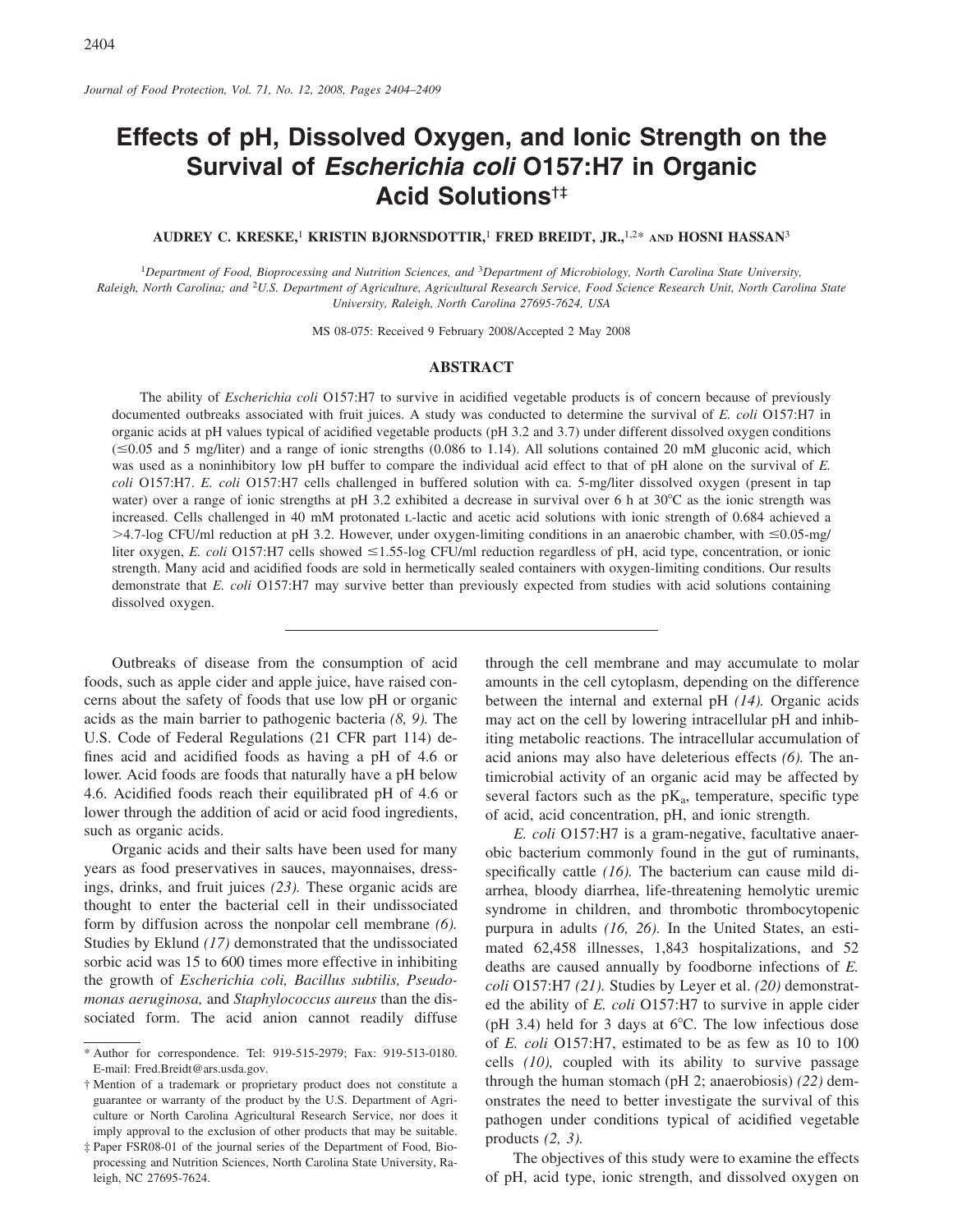# Effects of pH, Dissolved Oxygen, and Ionic Strength on the Survival of *Escherichia coli* O157:H7 in Organic Acid Solutions†‡

**AUDREY C. KRESKE,[1] KRISTIN BJORNSDOTTIR,[1] FRED BREIDT, JR.,[1,2]* AND HOSNI HASSAN[3]**

[1]Department of Food, Bioprocessing and Nutrition Sciences, and [3]Department of Microbiology, North Carolina State University, Raleigh, North Carolina; and [2]U.S. Department of Agriculture, Agricultural Research Service, Food Science Research Unit, North Carolina State University, Raleigh, North Carolina 27695-7624, USA

MS 08-075: Received 9 February 2008/Accepted 2 May 2008

## ABSTRACT

The ability of *Escherichia coli* O157:H7 to survive in acidified vegetable products is of concern because of previously documented outbreaks associated with fruit juices. A study was conducted to determine the survival of *E. coli* O157:H7 in organic acids at pH values typical of acidified vegetable products (pH 3.2 and 3.7) under different dissolved oxygen conditions (≤0.05 and 5 mg/liter) and a range of ionic strengths (0.086 to 1.14). All solutions contained 20 mM gluconic acid, which was used as a noninhibitory low pH buffer to compare the individual acid effect to that of pH alone on the survival of *E. coli* O157:H7. *E. coli* O157:H7 cells challenged in buffered solution with ca. 5-mg/liter dissolved oxygen (present in tap water) over a range of ionic strengths at pH 3.2 exhibited a decrease in survival over 6 h at 30°C as the ionic strength was increased. Cells challenged in 40 mM protonated L-lactic and acetic acid solutions with ionic strength of 0.684 achieved a >4.7-log CFU/ml reduction at pH 3.2. However, under oxygen-limiting conditions in an anaerobic chamber, with ≤0.05-mg/liter oxygen, *E. coli* O157:H7 cells showed ≤1.55-log CFU/ml reduction regardless of pH, acid type, concentration, or ionic strength. Many acid and acidified foods are sold in hermetically sealed containers with oxygen-limiting conditions. Our results demonstrate that *E. coli* O157:H7 may survive better than previously expected from studies with acid solutions containing dissolved oxygen.

---

Outbreaks of disease from the consumption of acid foods, such as apple cider and apple juice, have raised concerns about the safety of foods that use low pH or organic acids as the main barrier to pathogenic bacteria *(8, 9)*. The U.S. Code of Federal Regulations (21 CFR part 114) defines acid and acidified foods as having a pH of 4.6 or lower. Acid foods are foods that naturally have a pH below 4.6. Acidified foods reach their equilibrated pH of 4.6 or lower through the addition of acid or acid food ingredients, such as organic acids.

Organic acids and their salts have been used for many years as food preservatives in sauces, mayonnaises, dressings, drinks, and fruit juices *(23)*. These organic acids are thought to enter the bacterial cell in their undissociated form by diffusion across the nonpolar cell membrane *(6)*. Studies by Eklund *(17)* demonstrated that the undissociated sorbic acid was 15 to 600 times more effective in inhibiting the growth of *Escherichia coli, Bacillus subtilis, Pseudomonas aeruginosa,* and *Staphylococcus aureus* than the dissociated form. The acid anion cannot readily diffuse through the cell membrane and may accumulate to molar amounts in the cell cytoplasm, depending on the difference between the internal and external pH *(14)*. Organic acids may act on the cell by lowering intracellular pH and inhibiting metabolic reactions. The intracellular accumulation of acid anions may also have deleterious effects *(6)*. The antimicrobial activity of an organic acid may be affected by several factors such as the $pK_a$, temperature, specific type of acid, acid concentration, pH, and ionic strength.

*E. coli* O157:H7 is a gram-negative, facultative anaerobic bacterium commonly found in the gut of ruminants, specifically cattle *(16)*. The bacterium can cause mild diarrhea, bloody diarrhea, life-threatening hemolytic uremic syndrome in children, and thrombotic thrombocytopenic purpura in adults *(16, 26)*. In the United States, an estimated 62,458 illnesses, 1,843 hospitalizations, and 52 deaths are caused annually by foodborne infections of *E. coli* O157:H7 *(21)*. Studies by Leyer et al. *(20)* demonstrated the ability of *E. coli* O157:H7 to survive in apple cider (pH 3.4) held for 3 days at 6°C. The low infectious dose of *E. coli* O157:H7, estimated to be as few as 10 to 100 cells *(10)*, coupled with its ability to survive passage through the human stomach (pH 2; anaerobiosis) *(22)* demonstrates the need to better investigate the survival of this pathogen under conditions typical of acidified vegetable products *(2, 3)*.

The objectives of this study were to examine the effects of pH, acid type, ionic strength, and dissolved oxygen on

---

\* Author for correspondence. Tel: 919-515-2979; Fax: 919-513-0180. E-mail: Fred.Breidt@ars.usda.gov.

† Mention of a trademark or proprietary product does not constitute a guarantee or warranty of the product by the U.S. Department of Agriculture or North Carolina Agricultural Research Service, nor does it imply approval to the exclusion of other products that may be suitable.

‡ Paper FSR08-01 of the journal series of the Department of Food, Bioprocessing and Nutrition Sciences, North Carolina State University, Raleigh, NC 27695-7624.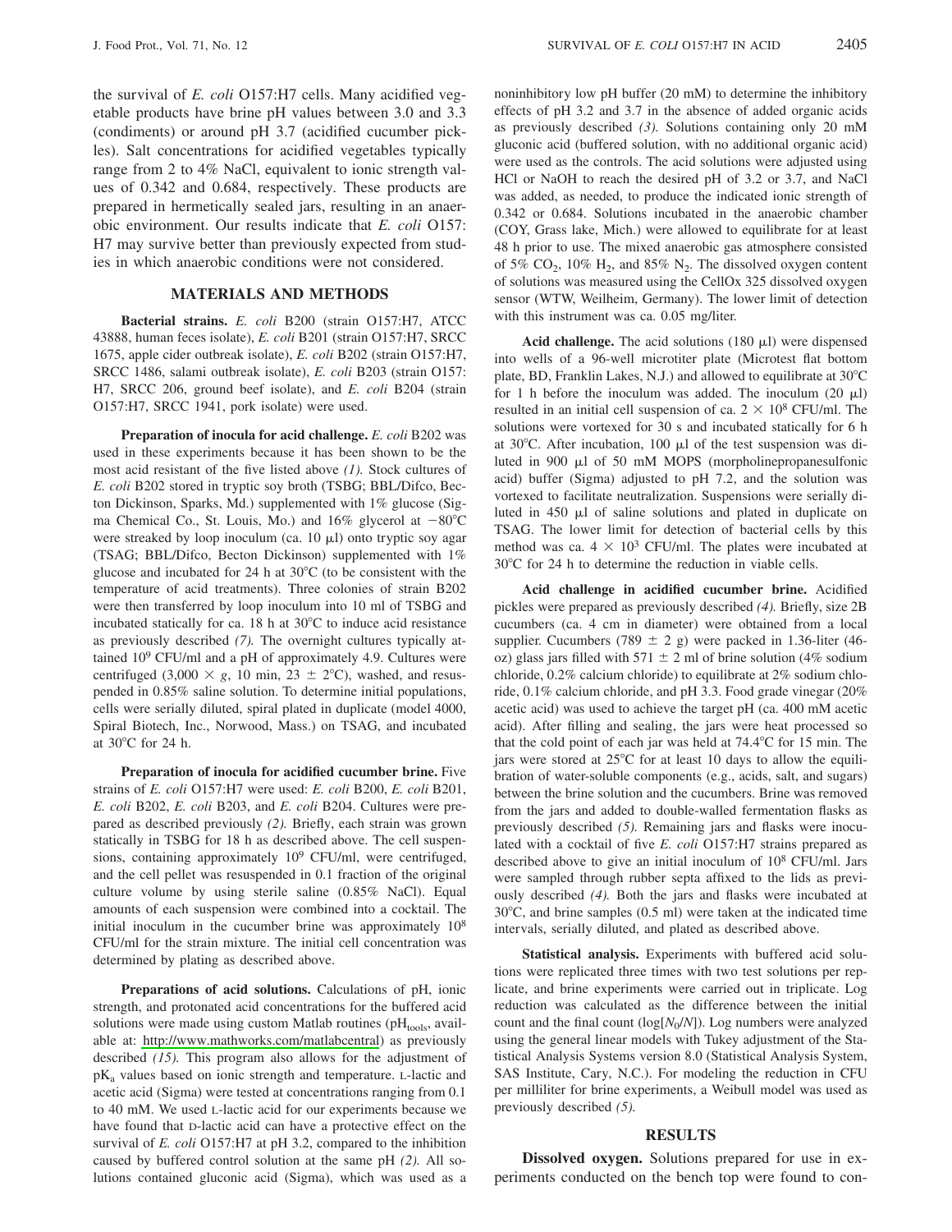the survival of *E. coli* O157:H7 cells. Many acidified vegetable products have brine pH values between 3.0 and 3.3 (condiments) or around pH 3.7 (acidified cucumber pickles). Salt concentrations for acidified vegetables typically range from 2 to 4% NaCl, equivalent to ionic strength values of 0.342 and 0.684, respectively. These products are prepared in hermetically sealed jars, resulting in an anaerobic environment. Our results indicate that *E. coli* O157:H7 may survive better than previously expected from studies in which anaerobic conditions were not considered.

## MATERIALS AND METHODS

**Bacterial strains.** *E. coli* B200 (strain O157:H7, ATCC 43888, human feces isolate), *E. coli* B201 (strain O157:H7, SRCC 1675, apple cider outbreak isolate), *E. coli* B202 (strain O157:H7, SRCC 1486, salami outbreak isolate), *E. coli* B203 (strain O157:H7, SRCC 206, ground beef isolate), and *E. coli* B204 (strain O157:H7, SRCC 1941, pork isolate) were used.

**Preparation of inocula for acid challenge.** *E. coli* B202 was used in these experiments because it has been shown to be the most acid resistant of the five listed above *(1)*. Stock cultures of *E. coli* B202 stored in tryptic soy broth (TSBG; BBL/Difco, Becton Dickinson, Sparks, Md.) supplemented with 1% glucose (Sigma Chemical Co., St. Louis, Mo.) and 16% glycerol at −80°C were streaked by loop inoculum (ca. 10 μl) onto tryptic soy agar (TSAG; BBL/Difco, Becton Dickinson) supplemented with 1% glucose and incubated for 24 h at 30°C (to be consistent with the temperature of acid treatments). Three colonies of strain B202 were then transferred by loop inoculum into 10 ml of TSBG and incubated statically for ca. 18 h at 30°C to induce acid resistance as previously described *(7)*. The overnight cultures typically attained $10^9$ CFU/ml and a pH of approximately 4.9. Cultures were centrifuged (3,000 × *g*, 10 min, 23 ± 2°C), washed, and resuspended in 0.85% saline solution. To determine initial populations, cells were serially diluted, spiral plated in duplicate (model 4000, Spiral Biotech, Inc., Norwood, Mass.) on TSAG, and incubated at 30°C for 24 h.

**Preparation of inocula for acidified cucumber brine.** Five strains of *E. coli* O157:H7 were used: *E. coli* B200, *E. coli* B201, *E. coli* B202, *E. coli* B203, and *E. coli* B204. Cultures were prepared as described previously *(2)*. Briefly, each strain was grown statically in TSBG for 18 h as described above. The cell suspensions, containing approximately $10^9$ CFU/ml, were centrifuged, and the cell pellet was resuspended in 0.1 fraction of the original culture volume by using sterile saline (0.85% NaCl). Equal amounts of each suspension were combined into a cocktail. The initial inoculum in the cucumber brine was approximately $10^8$ CFU/ml for the strain mixture. The initial cell concentration was determined by plating as described above.

**Preparations of acid solutions.** Calculations of pH, ionic strength, and protonated acid concentrations for the buffered acid solutions were made using custom Matlab routines ($pH_{tools}$, available at: http://www.mathworks.com/matlabcentral) as previously described *(15)*. This program also allows for the adjustment of $pK_a$ values based on ionic strength and temperature. L-lactic and acetic acid (Sigma) were tested at concentrations ranging from 0.1 to 40 mM. We used L-lactic acid for our experiments because we have found that D-lactic acid can have a protective effect on the survival of *E. coli* O157:H7 at pH 3.2, compared to the inhibition caused by buffered control solution at the same pH *(2)*. All solutions contained gluconic acid (Sigma), which was used as a noninhibitory low pH buffer (20 mM) to determine the inhibitory effects of pH 3.2 and 3.7 in the absence of added organic acids as previously described *(3)*. Solutions containing only 20 mM gluconic acid (buffered solution, with no additional organic acid) were used as the controls. The acid solutions were adjusted using HCl or NaOH to reach the desired pH of 3.2 or 3.7, and NaCl was added, as needed, to produce the indicated ionic strength of 0.342 or 0.684. Solutions incubated in the anaerobic chamber (COY, Grass lake, Mich.) were allowed to equilibrate for at least 48 h prior to use. The mixed anaerobic gas atmosphere consisted of 5% $CO_2$, 10% $H_2$, and 85% $N_2$. The dissolved oxygen content of solutions was measured using the CellOx 325 dissolved oxygen sensor (WTW, Weilheim, Germany). The lower limit of detection with this instrument was ca. 0.05 mg/liter.

**Acid challenge.** The acid solutions (180 μl) were dispensed into wells of a 96-well microtiter plate (Microtest flat bottom plate, BD, Franklin Lakes, N.J.) and allowed to equilibrate at 30°C for 1 h before the inoculum was added. The inoculum (20 μl) resulted in an initial cell suspension of ca. $2 \times 10^8$ CFU/ml. The solutions were vortexed for 30 s and incubated statically for 6 h at 30°C. After incubation, 100 μl of the test suspension was diluted in 900 μl of 50 mM MOPS (morpholinepropanesulfonic acid) buffer (Sigma) adjusted to pH 7.2, and the solution was vortexed to facilitate neutralization. Suspensions were serially diluted in 450 μl of saline solutions and plated in duplicate on TSAG. The lower limit for detection of bacterial cells by this method was ca. $4 \times 10^3$ CFU/ml. The plates were incubated at 30°C for 24 h to determine the reduction in viable cells.

**Acid challenge in acidified cucumber brine.** Acidified pickles were prepared as previously described *(4)*. Briefly, size 2B cucumbers (ca. 4 cm in diameter) were obtained from a local supplier. Cucumbers (789 ± 2 g) were packed in 1.36-liter (46-oz) glass jars filled with 571 ± 2 ml of brine solution (4% sodium chloride, 0.2% calcium chloride) to equilibrate at 2% sodium chloride, 0.1% calcium chloride, and pH 3.3. Food grade vinegar (20% acetic acid) was used to achieve the target pH (ca. 400 mM acetic acid). After filling and sealing, the jars were heat processed so that the cold point of each jar was held at 74.4°C for 15 min. The jars were stored at 25°C for at least 10 days to allow the equilibration of water-soluble components (e.g., acids, salt, and sugars) between the brine solution and the cucumbers. Brine was removed from the jars and added to double-walled fermentation flasks as previously described *(5)*. Remaining jars and flasks were inoculated with a cocktail of five *E. coli* O157:H7 strains prepared as described above to give an initial inoculum of $10^8$ CFU/ml. Jars were sampled through rubber septa affixed to the lids as previously described *(4)*. Both the jars and flasks were incubated at 30°C, and brine samples (0.5 ml) were taken at the indicated time intervals, serially diluted, and plated as described above.

**Statistical analysis.** Experiments with buffered acid solutions were replicated three times with two test solutions per replicate, and brine experiments were carried out in triplicate. Log reduction was calculated as the difference between the initial count and the final count ($\log[N_0/N]$). Log numbers were analyzed using the general linear models with Tukey adjustment of the Statistical Analysis Systems version 8.0 (Statistical Analysis System, SAS Institute, Cary, N.C.). For modeling the reduction in CFU per milliliter for brine experiments, a Weibull model was used as previously described *(5)*.

## RESULTS

**Dissolved oxygen.** Solutions prepared for use in experiments conducted on the bench top were found to con-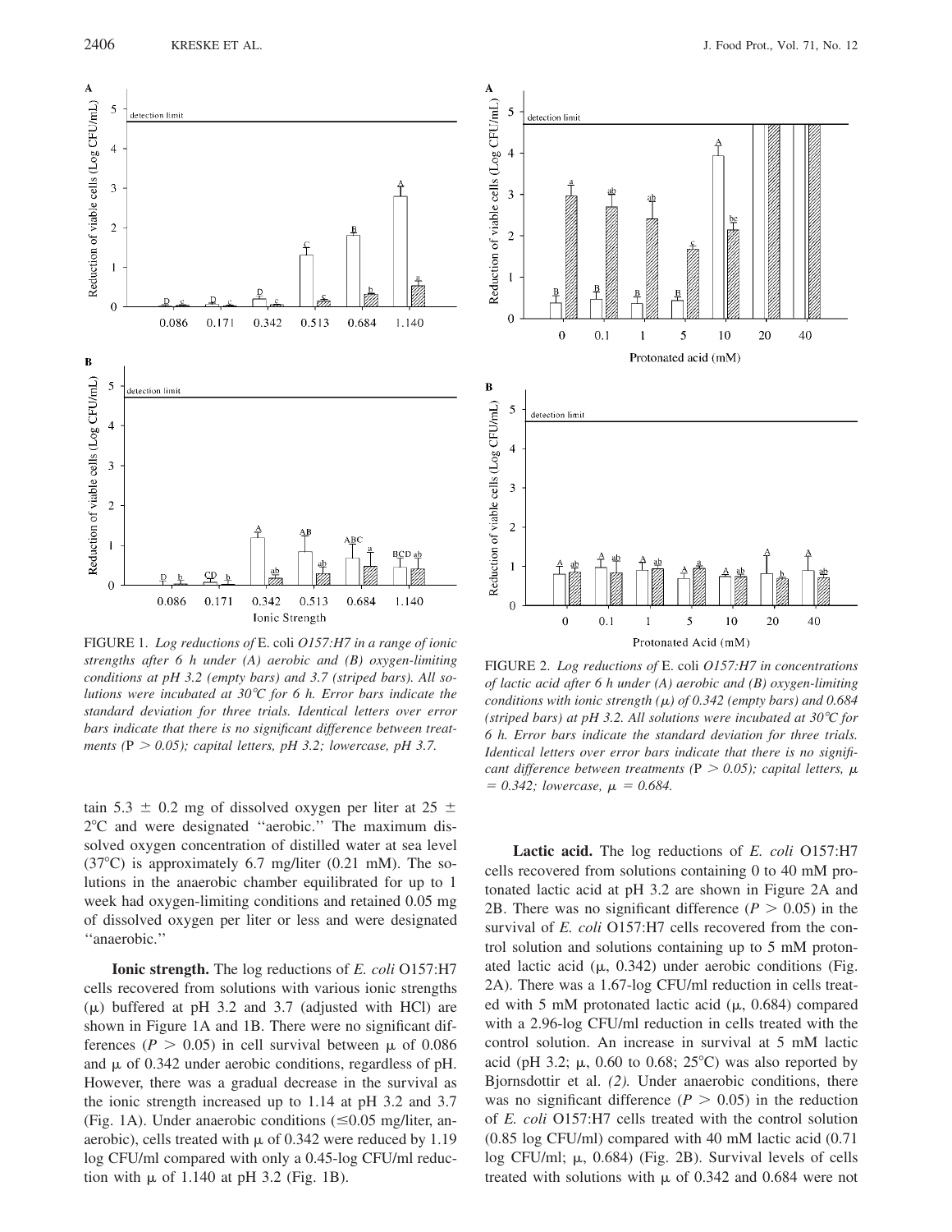FIGURE 1. *Log reductions of* E. coli *O157:H7 in a range of ionic strengths after 6 h under (A) aerobic and (B) oxygen-limiting conditions at pH 3.2 (empty bars) and 3.7 (striped bars). All solutions were incubated at 30°C for 6 h. Error bars indicate the standard deviation for three trials. Identical letters over error bars indicate that there is no significant difference between treatments (*$P > 0.05$*); capital letters, pH 3.2; lowercase, pH 3.7.*

FIGURE 2. *Log reductions of* E. coli *O157:H7 in concentrations of lactic acid after 6 h under (A) aerobic and (B) oxygen-limiting conditions with ionic strength (*$\mu$*) of 0.342 (empty bars) and 0.684 (striped bars) at pH 3.2. All solutions were incubated at 30°C for 6 h. Error bars indicate the standard deviation for three trials. Identical letters over error bars indicate that there is no significant difference between treatments (*$P > 0.05$*); capital letters,* $\mu = 0.342$*; lowercase,* $\mu = 0.684$.

tain 5.3 ± 0.2 mg of dissolved oxygen per liter at 25 ± 2°C and were designated "aerobic." The maximum dissolved oxygen concentration of distilled water at sea level (37°C) is approximately 6.7 mg/liter (0.21 mM). The solutions in the anaerobic chamber equilibrated for up to 1 week had oxygen-limiting conditions and retained 0.05 mg of dissolved oxygen per liter or less and were designated "anaerobic."

**Ionic strength.** The log reductions of *E. coli* O157:H7 cells recovered from solutions with various ionic strengths ($\mu$) buffered at pH 3.2 and 3.7 (adjusted with HCl) are shown in Figure 1A and 1B. There were no significant differences ($P > 0.05$) in cell survival between $\mu$ of 0.086 and $\mu$ of 0.342 under aerobic conditions, regardless of pH. However, there was a gradual decrease in the survival as the ionic strength increased up to 1.14 at pH 3.2 and 3.7 (Fig. 1A). Under anaerobic conditions (≤0.05 mg/liter, anaerobic), cells treated with $\mu$ of 0.342 were reduced by 1.19 log CFU/ml compared with only a 0.45-log CFU/ml reduction with $\mu$ of 1.140 at pH 3.2 (Fig. 1B).

**Lactic acid.** The log reductions of *E. coli* O157:H7 cells recovered from solutions containing 0 to 40 mM protonated lactic acid at pH 3.2 are shown in Figure 2A and 2B. There was no significant difference ($P > 0.05$) in the survival of *E. coli* O157:H7 cells recovered from the control solution and solutions containing up to 5 mM protonated lactic acid ($\mu$, 0.342) under aerobic conditions (Fig. 2A). There was a 1.67-log CFU/ml reduction in cells treated with 5 mM protonated lactic acid ($\mu$, 0.684) compared with a 2.96-log CFU/ml reduction in cells treated with the control solution. An increase in survival at 5 mM lactic acid (pH 3.2; $\mu$, 0.60 to 0.68; 25°C) was also reported by Bjornsdottir et al. *(2)*. Under anaerobic conditions, there was no significant difference ($P > 0.05$) in the reduction of *E. coli* O157:H7 cells treated with the control solution (0.85 log CFU/ml) compared with 40 mM lactic acid (0.71 log CFU/ml; $\mu$, 0.684) (Fig. 2B). Survival levels of cells treated with solutions with $\mu$ of 0.342 and 0.684 were not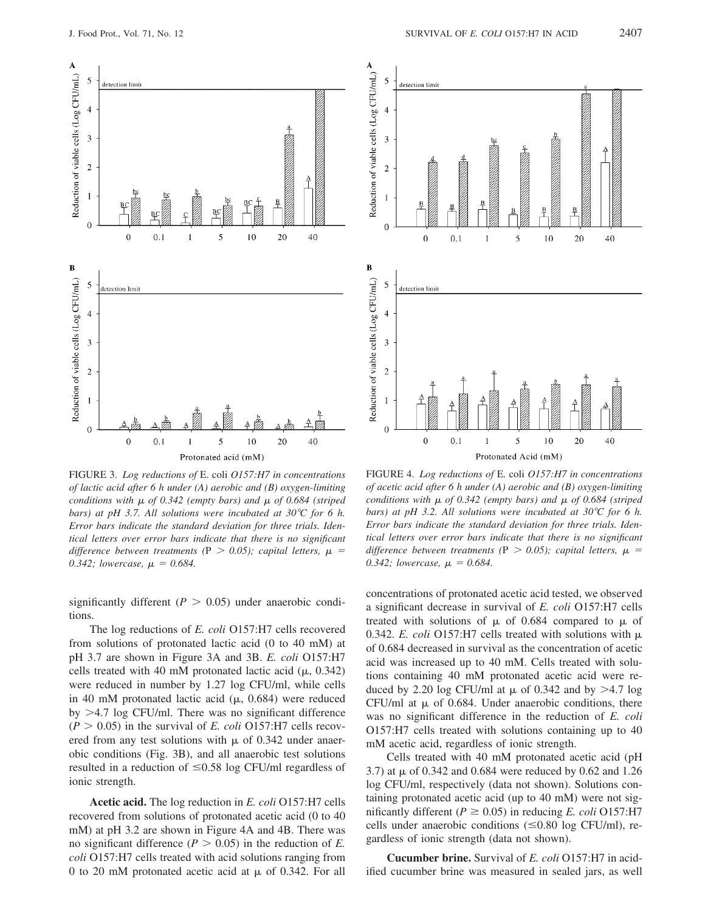FIGURE 3. *Log reductions of* E. coli *O157:H7 in concentrations of lactic acid after 6 h under (A) aerobic and (B) oxygen-limiting conditions with μ of 0.342 (empty bars) and μ of 0.684 (striped bars) at pH 3.7. All solutions were incubated at 30°C for 6 h. Error bars indicate the standard deviation for three trials. Identical letters over error bars indicate that there is no significant difference between treatments (P > 0.05); capital letters, μ = 0.342; lowercase, μ = 0.684.*

FIGURE 4. *Log reductions of* E. coli *O157:H7 in concentrations of acetic acid after 6 h under (A) aerobic and (B) oxygen-limiting conditions with μ of 0.342 (empty bars) and μ of 0.684 (striped bars) at pH 3.2. All solutions were incubated at 30°C for 6 h. Error bars indicate the standard deviation for three trials. Identical letters over error bars indicate that there is no significant difference between treatments (P > 0.05); capital letters, μ = 0.342; lowercase, μ = 0.684.*

significantly different ($P > 0.05$) under anaerobic conditions.

The log reductions of *E. coli* O157:H7 cells recovered from solutions of protonated lactic acid (0 to 40 mM) at pH 3.7 are shown in Figure 3A and 3B. *E. coli* O157:H7 cells treated with 40 mM protonated lactic acid (μ, 0.342) were reduced in number by 1.27 log CFU/ml, while cells in 40 mM protonated lactic acid (μ, 0.684) were reduced by >4.7 log CFU/ml. There was no significant difference ($P > 0.05$) in the survival of *E. coli* O157:H7 cells recovered from any test solutions with μ of 0.342 under anaerobic conditions (Fig. 3B), and all anaerobic test solutions resulted in a reduction of ≤0.58 log CFU/ml regardless of ionic strength.

**Acetic acid.** The log reduction in *E. coli* O157:H7 cells recovered from solutions of protonated acetic acid (0 to 40 mM) at pH 3.2 are shown in Figure 4A and 4B. There was no significant difference ($P > 0.05$) in the reduction of *E. coli* O157:H7 cells treated with acid solutions ranging from 0 to 20 mM protonated acetic acid at μ of 0.342. For all concentrations of protonated acetic acid tested, we observed a significant decrease in survival of *E. coli* O157:H7 cells treated with solutions of μ of 0.684 compared to μ of 0.342. *E. coli* O157:H7 cells treated with solutions with μ of 0.684 decreased in survival as the concentration of acetic acid was increased up to 40 mM. Cells treated with solutions containing 40 mM protonated acetic acid were reduced by 2.20 log CFU/ml at μ of 0.342 and by >4.7 log CFU/ml at μ of 0.684. Under anaerobic conditions, there was no significant difference in the reduction of *E. coli* O157:H7 cells treated with solutions containing up to 40 mM acetic acid, regardless of ionic strength.

Cells treated with 40 mM protonated acetic acid (pH 3.7) at μ of 0.342 and 0.684 were reduced by 0.62 and 1.26 log CFU/ml, respectively (data not shown). Solutions containing protonated acetic acid (up to 40 mM) were not significantly different ($P \geq 0.05$) in reducing *E. coli* O157:H7 cells under anaerobic conditions (≤0.80 log CFU/ml), regardless of ionic strength (data not shown).

**Cucumber brine.** Survival of *E. coli* O157:H7 in acidified cucumber brine was measured in sealed jars, as well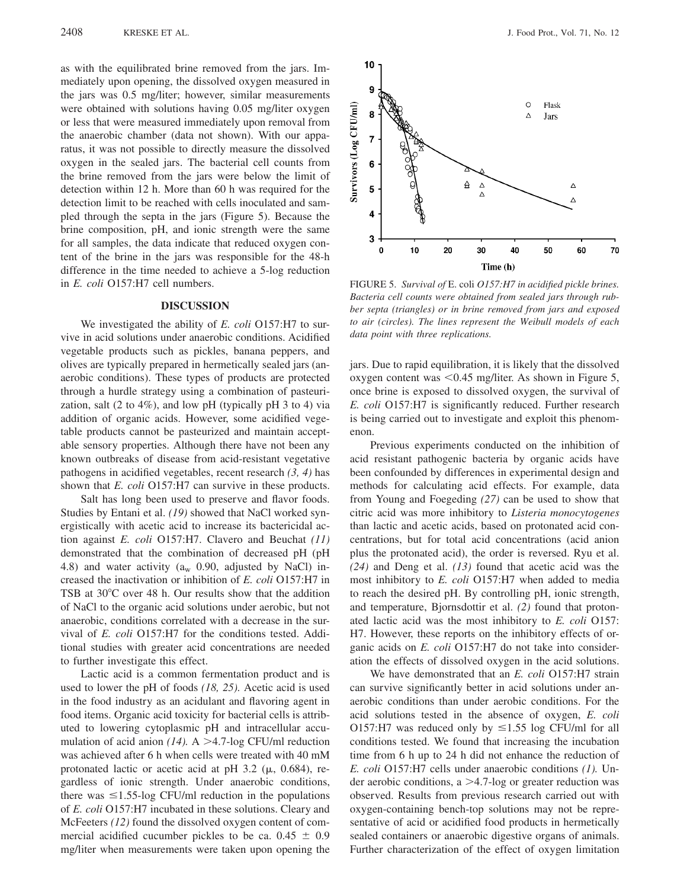as with the equilibrated brine removed from the jars. Immediately upon opening, the dissolved oxygen measured in the jars was 0.5 mg/liter; however, similar measurements were obtained with solutions having 0.05 mg/liter oxygen or less that were measured immediately upon removal from the anaerobic chamber (data not shown). With our apparatus, it was not possible to directly measure the dissolved oxygen in the sealed jars. The bacterial cell counts from the brine removed from the jars were below the limit of detection within 12 h. More than 60 h was required for the detection limit to be reached with cells inoculated and sampled through the septa in the jars (Figure 5). Because the brine composition, pH, and ionic strength were the same for all samples, the data indicate that reduced oxygen content of the brine in the jars was responsible for the 48-h difference in the time needed to achieve a 5-log reduction in *E. coli* O157:H7 cell numbers.

FIGURE 5. *Survival of* E. coli *O157:H7 in acidified pickle brines. Bacteria cell counts were obtained from sealed jars through rubber septa (triangles) or in brine removed from jars and exposed to air (circles). The lines represent the Weibull models of each data point with three replications.*

## DISCUSSION

We investigated the ability of *E. coli* O157:H7 to survive in acid solutions under anaerobic conditions. Acidified vegetable products such as pickles, banana peppers, and olives are typically prepared in hermetically sealed jars (anaerobic conditions). These types of products are protected through a hurdle strategy using a combination of pasteurization, salt (2 to 4%), and low pH (typically pH 3 to 4) via addition of organic acids. However, some acidified vegetable products cannot be pasteurized and maintain acceptable sensory properties. Although there have not been any known outbreaks of disease from acid-resistant vegetative pathogens in acidified vegetables, recent research *(3, 4)* has shown that *E. coli* O157:H7 can survive in these products.

Salt has long been used to preserve and flavor foods. Studies by Entani et al. *(19)* showed that NaCl worked synergistically with acetic acid to increase its bactericidal action against *E. coli* O157:H7. Clavero and Beuchat *(11)* demonstrated that the combination of decreased pH (pH 4.8) and water activity ($a_w$ 0.90, adjusted by NaCl) increased the inactivation or inhibition of *E. coli* O157:H7 in TSB at 30°C over 48 h. Our results show that the addition of NaCl to the organic acid solutions under aerobic, but not anaerobic, conditions correlated with a decrease in the survival of *E. coli* O157:H7 for the conditions tested. Additional studies with greater acid concentrations are needed to further investigate this effect.

Lactic acid is a common fermentation product and is used to lower the pH of foods *(18, 25)*. Acetic acid is used in the food industry as an acidulant and flavoring agent in food items. Organic acid toxicity for bacterial cells is attributed to lowering cytoplasmic pH and intracellular accumulation of acid anion *(14)*. A >4.7-log CFU/ml reduction was achieved after 6 h when cells were treated with 40 mM protonated lactic or acetic acid at pH 3.2 ($\mu$, 0.684), regardless of ionic strength. Under anaerobic conditions, there was ≤1.55-log CFU/ml reduction in the populations of *E. coli* O157:H7 incubated in these solutions. Cleary and McFeeters *(12)* found the dissolved oxygen content of commercial acidified cucumber pickles to be ca. 0.45 ± 0.9 mg/liter when measurements were taken upon opening the jars. Due to rapid equilibration, it is likely that the dissolved oxygen content was <0.45 mg/liter. As shown in Figure 5, once brine is exposed to dissolved oxygen, the survival of *E. coli* O157:H7 is significantly reduced. Further research is being carried out to investigate and exploit this phenomenon.

Previous experiments conducted on the inhibition of acid resistant pathogenic bacteria by organic acids have been confounded by differences in experimental design and methods for calculating acid effects. For example, data from Young and Foegeding *(27)* can be used to show that citric acid was more inhibitory to *Listeria monocytogenes* than lactic and acetic acids, based on protonated acid concentrations, but for total acid concentrations (acid anion plus the protonated acid), the order is reversed. Ryu et al. *(24)* and Deng et al. *(13)* found that acetic acid was the most inhibitory to *E. coli* O157:H7 when added to media to reach the desired pH. By controlling pH, ionic strength, and temperature, Bjornsdottir et al. *(2)* found that protonated lactic acid was the most inhibitory to *E. coli* O157:H7. However, these reports on the inhibitory effects of organic acids on *E. coli* O157:H7 do not take into consideration the effects of dissolved oxygen in the acid solutions.

We have demonstrated that an *E. coli* O157:H7 strain can survive significantly better in acid solutions under anaerobic conditions than under aerobic conditions. For the acid solutions tested in the absence of oxygen, *E. coli* O157:H7 was reduced only by ≤1.55 log CFU/ml for all conditions tested. We found that increasing the incubation time from 6 h up to 24 h did not enhance the reduction of *E. coli* O157:H7 cells under anaerobic conditions *(1)*. Under aerobic conditions, a >4.7-log or greater reduction was observed. Results from previous research carried out with oxygen-containing bench-top solutions may not be representative of acid or acidified food products in hermetically sealed containers or anaerobic digestive organs of animals. Further characterization of the effect of oxygen limitation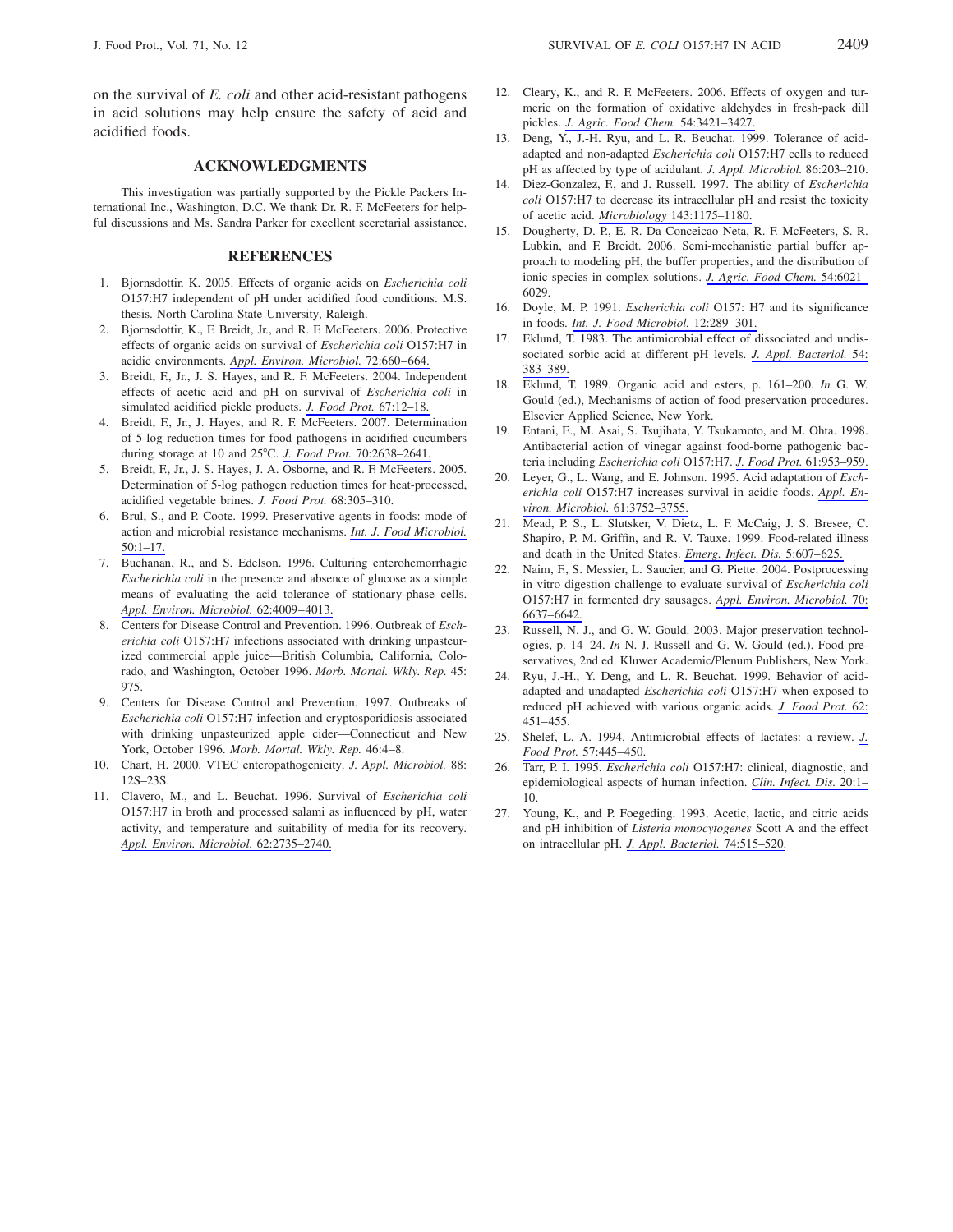on the survival of *E. coli* and other acid-resistant pathogens in acid solutions may help ensure the safety of acid and acidified foods.

## ACKNOWLEDGMENTS

This investigation was partially supported by the Pickle Packers International Inc., Washington, D.C. We thank Dr. R. F. McFeeters for helpful discussions and Ms. Sandra Parker for excellent secretarial assistance.

## REFERENCES

1. Bjornsdottir, K. 2005. Effects of organic acids on *Escherichia coli* O157:H7 independent of pH under acidified food conditions. M.S. thesis. North Carolina State University, Raleigh.
2. Bjornsdottir, K., F. Breidt, Jr., and R. F. McFeeters. 2006. Protective effects of organic acids on survival of *Escherichia coli* O157:H7 in acidic environments. *Appl. Environ. Microbiol.* 72:660–664.
3. Breidt, F., Jr., J. S. Hayes, and R. F. McFeeters. 2004. Independent effects of acetic acid and pH on survival of *Escherichia coli* in simulated acidified pickle products. *J. Food Prot.* 67:12–18.
4. Breidt, F., Jr., J. Hayes, and R. F. McFeeters. 2007. Determination of 5-log reduction times for food pathogens in acidified cucumbers during storage at 10 and 25°C. *J. Food Prot.* 70:2638–2641.
5. Breidt, F., Jr., J. S. Hayes, J. A. Osborne, and R. F. McFeeters. 2005. Determination of 5-log pathogen reduction times for heat-processed, acidified vegetable brines. *J. Food Prot.* 68:305–310.
6. Brul, S., and P. Coote. 1999. Preservative agents in foods: mode of action and microbial resistance mechanisms. *Int. J. Food Microbiol.* 50:1–17.
7. Buchanan, R., and S. Edelson. 1996. Culturing enterohemorrhagic *Escherichia coli* in the presence and absence of glucose as a simple means of evaluating the acid tolerance of stationary-phase cells. *Appl. Environ. Microbiol.* 62:4009–4013.
8. Centers for Disease Control and Prevention. 1996. Outbreak of *Escherichia coli* O157:H7 infections associated with drinking unpasteurized commercial apple juice—British Columbia, California, Colorado, and Washington, October 1996. *Morb. Mortal. Wkly. Rep.* 45: 975.
9. Centers for Disease Control and Prevention. 1997. Outbreaks of *Escherichia coli* O157:H7 infection and cryptosporidiosis associated with drinking unpasteurized apple cider—Connecticut and New York, October 1996. *Morb. Mortal. Wkly. Rep.* 46:4–8.
10. Chart, H. 2000. VTEC enteropathogenicity. *J. Appl. Microbiol.* 88: 12S–23S.
11. Clavero, M., and L. Beuchat. 1996. Survival of *Escherichia coli* O157:H7 in broth and processed salami as influenced by pH, water activity, and temperature and suitability of media for its recovery. *Appl. Environ. Microbiol.* 62:2735–2740.
12. Cleary, K., and R. F. McFeeters. 2006. Effects of oxygen and turmeric on the formation of oxidative aldehydes in fresh-pack dill pickles. *J. Agric. Food Chem.* 54:3421–3427.
13. Deng, Y., J.-H. Ryu, and L. R. Beuchat. 1999. Tolerance of acid-adapted and non-adapted *Escherichia coli* O157:H7 cells to reduced pH as affected by type of acidulant. *J. Appl. Microbiol.* 86:203–210.
14. Diez-Gonzalez, F., and J. Russell. 1997. The ability of *Escherichia coli* O157:H7 to decrease its intracellular pH and resist the toxicity of acetic acid. *Microbiology* 143:1175–1180.
15. Dougherty, D. P., E. R. Da Conceicao Neta, R. F. McFeeters, S. R. Lubkin, and F. Breidt. 2006. Semi-mechanistic partial buffer approach to modeling pH, the buffer properties, and the distribution of ionic species in complex solutions. *J. Agric. Food Chem.* 54:6021–6029.
16. Doyle, M. P. 1991. *Escherichia coli* O157: H7 and its significance in foods. *Int. J. Food Microbiol.* 12:289–301.
17. Eklund, T. 1983. The antimicrobial effect of dissociated and undissociated sorbic acid at different pH levels. *J. Appl. Bacteriol.* 54: 383–389.
18. Eklund, T. 1989. Organic acid and esters, p. 161–200. *In* G. W. Gould (ed.), Mechanisms of action of food preservation procedures. Elsevier Applied Science, New York.
19. Entani, E., M. Asai, S. Tsujihata, Y. Tsukamoto, and M. Ohta. 1998. Antibacterial action of vinegar against food-borne pathogenic bacteria including *Escherichia coli* O157:H7. *J. Food Prot.* 61:953–959.
20. Leyer, G., L. Wang, and E. Johnson. 1995. Acid adaptation of *Escherichia coli* O157:H7 increases survival in acidic foods. *Appl. Environ. Microbiol.* 61:3752–3755.
21. Mead, P. S., L. Slutsker, V. Dietz, L. F. McCaig, J. S. Bresee, C. Shapiro, P. M. Griffin, and R. V. Tauxe. 1999. Food-related illness and death in the United States. *Emerg. Infect. Dis.* 5:607–625.
22. Naim, F., S. Messier, L. Saucier, and G. Piette. 2004. Postprocessing in vitro digestion challenge to evaluate survival of *Escherichia coli* O157:H7 in fermented dry sausages. *Appl. Environ. Microbiol.* 70: 6637–6642.
23. Russell, N. J., and G. W. Gould. 2003. Major preservation technologies, p. 14–24. *In* N. J. Russell and G. W. Gould (ed.), Food preservatives, 2nd ed. Kluwer Academic/Plenum Publishers, New York.
24. Ryu, J.-H., Y. Deng, and L. R. Beuchat. 1999. Behavior of acid-adapted and unadapted *Escherichia coli* O157:H7 when exposed to reduced pH achieved with various organic acids. *J. Food Prot.* 62: 451–455.
25. Shelef, L. A. 1994. Antimicrobial effects of lactates: a review. *J. Food Prot.* 57:445–450.
26. Tarr, P. I. 1995. *Escherichia coli* O157:H7: clinical, diagnostic, and epidemiological aspects of human infection. *Clin. Infect. Dis.* 20:1–10.
27. Young, K., and P. Foegeding. 1993. Acetic, lactic, and citric acids and pH inhibition of *Listeria monocytogenes* Scott A and the effect on intracellular pH. *J. Appl. Bacteriol.* 74:515–520.